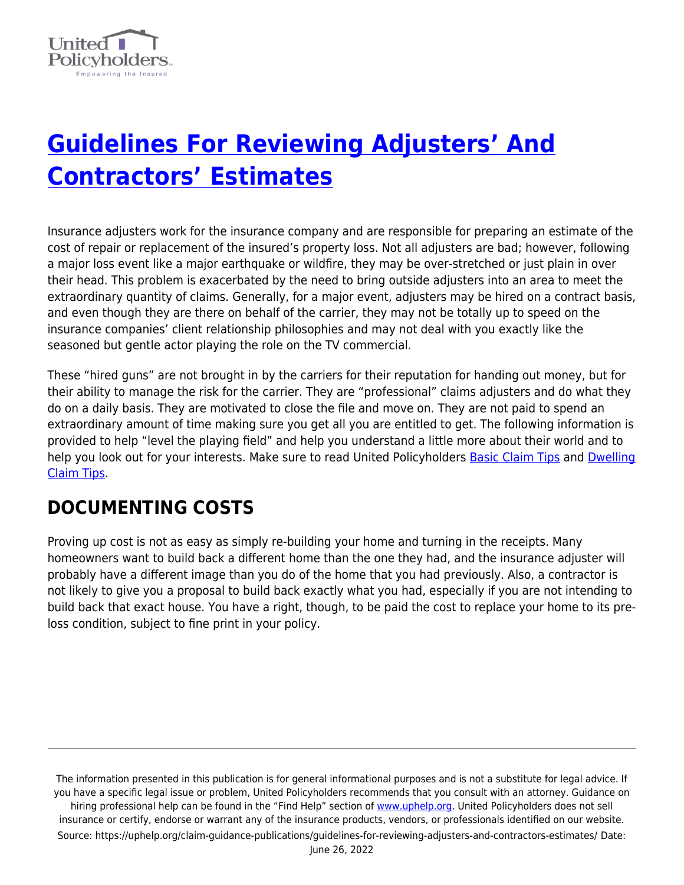# [Guidelines For Reviewing Adjusters' And Contractors' Estimates](https://uphelp.org/claim-guidance-publications/guidelines-for-reviewing-adjusters-and-contractors-estimates/)

Insurance adjusters work for the insurance company and are responsible for preparing an estimate of the cost of repair or replacement of the insured's property loss. Not all adjusters are bad; however, following a major loss event like a major earthquake or wildfire, they may be over-stretched or just plain in over their head. This problem is exacerbated by the need to bring outside adjusters into an area to meet the extraordinary quantity of claims. Generally, for a major event, adjusters may be hired on a contract basis, and even though they are there on behalf of the carrier, they may not be totally up to speed on the insurance companies' client relationship philosophies and may not deal with you exactly like the seasoned but gentle actor playing the role on the TV commercial.

These "hired guns" are not brought in by the carriers for their reputation for handing out money, but for their ability to manage the risk for the carrier. They are "professional" claims adjusters and do what they do on a daily basis. They are motivated to close the file and move on. They are not paid to spend an extraordinary amount of time making sure you get all you are entitled to get. The following information is provided to help "level the playing field" and help you understand a little more about their world and to help you look out for your interests. Make sure to read United Policyholders Basic Claim Tips and Dwelling Claim Tips.

## DOCUMENTING COSTS

Proving up cost is not as easy as simply re-building your home and turning in the receipts. Many homeowners want to build back a different home than the one they had, and the insurance adjuster will probably have a different image than you do of the home that you had previously. Also, a contractor is not likely to give you a proposal to build back exactly what you had, especially if you are not intending to build back that exact house. You have a right, though, to be paid the cost to replace your home to its pre-loss condition, subject to fine print in your policy.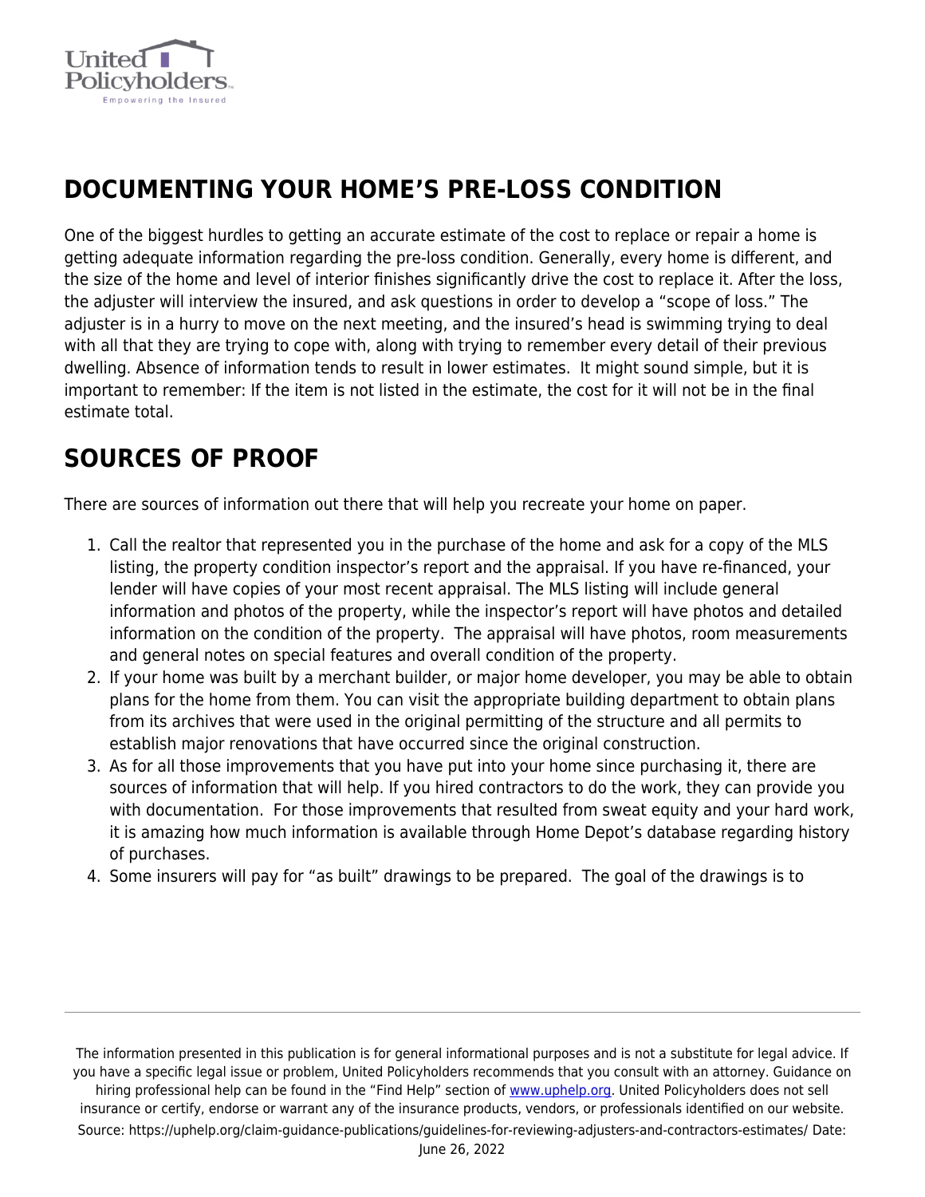## DOCUMENTING YOUR HOME'S PRE-LOSS CONDITION

One of the biggest hurdles to getting an accurate estimate of the cost to replace or repair a home is getting adequate information regarding the pre-loss condition. Generally, every home is different, and the size of the home and level of interior finishes significantly drive the cost to replace it. After the loss, the adjuster will interview the insured, and ask questions in order to develop a "scope of loss." The adjuster is in a hurry to move on the next meeting, and the insured's head is swimming trying to deal with all that they are trying to cope with, along with trying to remember every detail of their previous dwelling. Absence of information tends to result in lower estimates. It might sound simple, but it is important to remember: If the item is not listed in the estimate, the cost for it will not be in the final estimate total.

## SOURCES OF PROOF

There are sources of information out there that will help you recreate your home on paper.

1. Call the realtor that represented you in the purchase of the home and ask for a copy of the MLS listing, the property condition inspector's report and the appraisal. If you have re-financed, your lender will have copies of your most recent appraisal. The MLS listing will include general information and photos of the property, while the inspector's report will have photos and detailed information on the condition of the property. The appraisal will have photos, room measurements and general notes on special features and overall condition of the property.
2. If your home was built by a merchant builder, or major home developer, you may be able to obtain plans for the home from them. You can visit the appropriate building department to obtain plans from its archives that were used in the original permitting of the structure and all permits to establish major renovations that have occurred since the original construction.
3. As for all those improvements that you have put into your home since purchasing it, there are sources of information that will help. If you hired contractors to do the work, they can provide you with documentation. For those improvements that resulted from sweat equity and your hard work, it is amazing how much information is available through Home Depot's database regarding history of purchases.
4. Some insurers will pay for "as built" drawings to be prepared. The goal of the drawings is to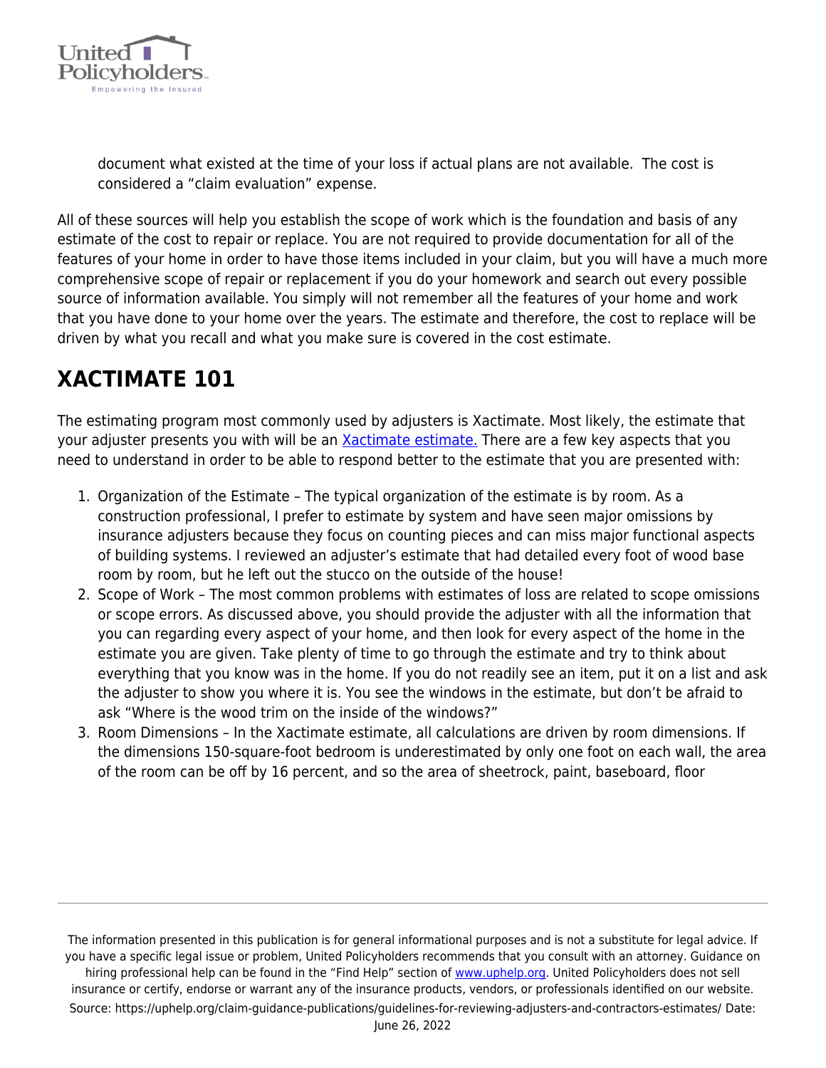document what existed at the time of your loss if actual plans are not available.  The cost is considered a "claim evaluation" expense.

All of these sources will help you establish the scope of work which is the foundation and basis of any estimate of the cost to repair or replace. You are not required to provide documentation for all of the features of your home in order to have those items included in your claim, but you will have a much more comprehensive scope of repair or replacement if you do your homework and search out every possible source of information available. You simply will not remember all the features of your home and work that you have done to your home over the years. The estimate and therefore, the cost to replace will be driven by what you recall and what you make sure is covered in the cost estimate.

## XACTIMATE 101

The estimating program most commonly used by adjusters is Xactimate. Most likely, the estimate that your adjuster presents you with will be an Xactimate estimate. There are a few key aspects that you need to understand in order to be able to respond better to the estimate that you are presented with:

1. Organization of the Estimate – The typical organization of the estimate is by room. As a construction professional, I prefer to estimate by system and have seen major omissions by insurance adjusters because they focus on counting pieces and can miss major functional aspects of building systems. I reviewed an adjuster's estimate that had detailed every foot of wood base room by room, but he left out the stucco on the outside of the house!
2. Scope of Work – The most common problems with estimates of loss are related to scope omissions or scope errors. As discussed above, you should provide the adjuster with all the information that you can regarding every aspect of your home, and then look for every aspect of the home in the estimate you are given. Take plenty of time to go through the estimate and try to think about everything that you know was in the home. If you do not readily see an item, put it on a list and ask the adjuster to show you where it is. You see the windows in the estimate, but don't be afraid to ask "Where is the wood trim on the inside of the windows?"
3. Room Dimensions – In the Xactimate estimate, all calculations are driven by room dimensions. If the dimensions 150-square-foot bedroom is underestimated by only one foot on each wall, the area of the room can be off by 16 percent, and so the area of sheetrock, paint, baseboard, floor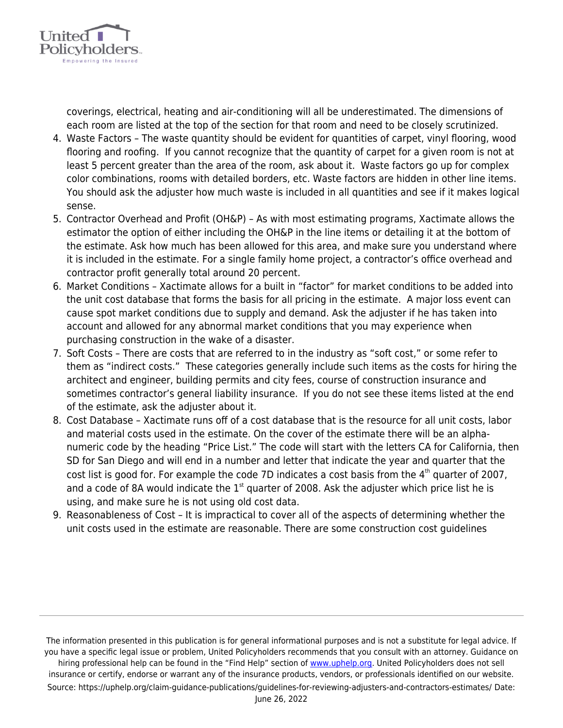coverings, electrical, heating and air-conditioning will all be underestimated. The dimensions of each room are listed at the top of the section for that room and need to be closely scrutinized.

4. Waste Factors – The waste quantity should be evident for quantities of carpet, vinyl flooring, wood flooring and roofing. If you cannot recognize that the quantity of carpet for a given room is not at least 5 percent greater than the area of the room, ask about it. Waste factors go up for complex color combinations, rooms with detailed borders, etc. Waste factors are hidden in other line items. You should ask the adjuster how much waste is included in all quantities and see if it makes logical sense.
5. Contractor Overhead and Profit (OH&P) – As with most estimating programs, Xactimate allows the estimator the option of either including the OH&P in the line items or detailing it at the bottom of the estimate. Ask how much has been allowed for this area, and make sure you understand where it is included in the estimate. For a single family home project, a contractor's office overhead and contractor profit generally total around 20 percent.
6. Market Conditions – Xactimate allows for a built in "factor" for market conditions to be added into the unit cost database that forms the basis for all pricing in the estimate. A major loss event can cause spot market conditions due to supply and demand. Ask the adjuster if he has taken into account and allowed for any abnormal market conditions that you may experience when purchasing construction in the wake of a disaster.
7. Soft Costs – There are costs that are referred to in the industry as "soft cost," or some refer to them as "indirect costs." These categories generally include such items as the costs for hiring the architect and engineer, building permits and city fees, course of construction insurance and sometimes contractor's general liability insurance. If you do not see these items listed at the end of the estimate, ask the adjuster about it.
8. Cost Database – Xactimate runs off of a cost database that is the resource for all unit costs, labor and material costs used in the estimate. On the cover of the estimate there will be an alpha-numeric code by the heading "Price List." The code will start with the letters CA for California, then SD for San Diego and will end in a number and letter that indicate the year and quarter that the cost list is good for. For example the code 7D indicates a cost basis from the 4th quarter of 2007, and a code of 8A would indicate the 1st quarter of 2008. Ask the adjuster which price list he is using, and make sure he is not using old cost data.
9. Reasonableness of Cost – It is impractical to cover all of the aspects of determining whether the unit costs used in the estimate are reasonable. There are some construction cost guidelines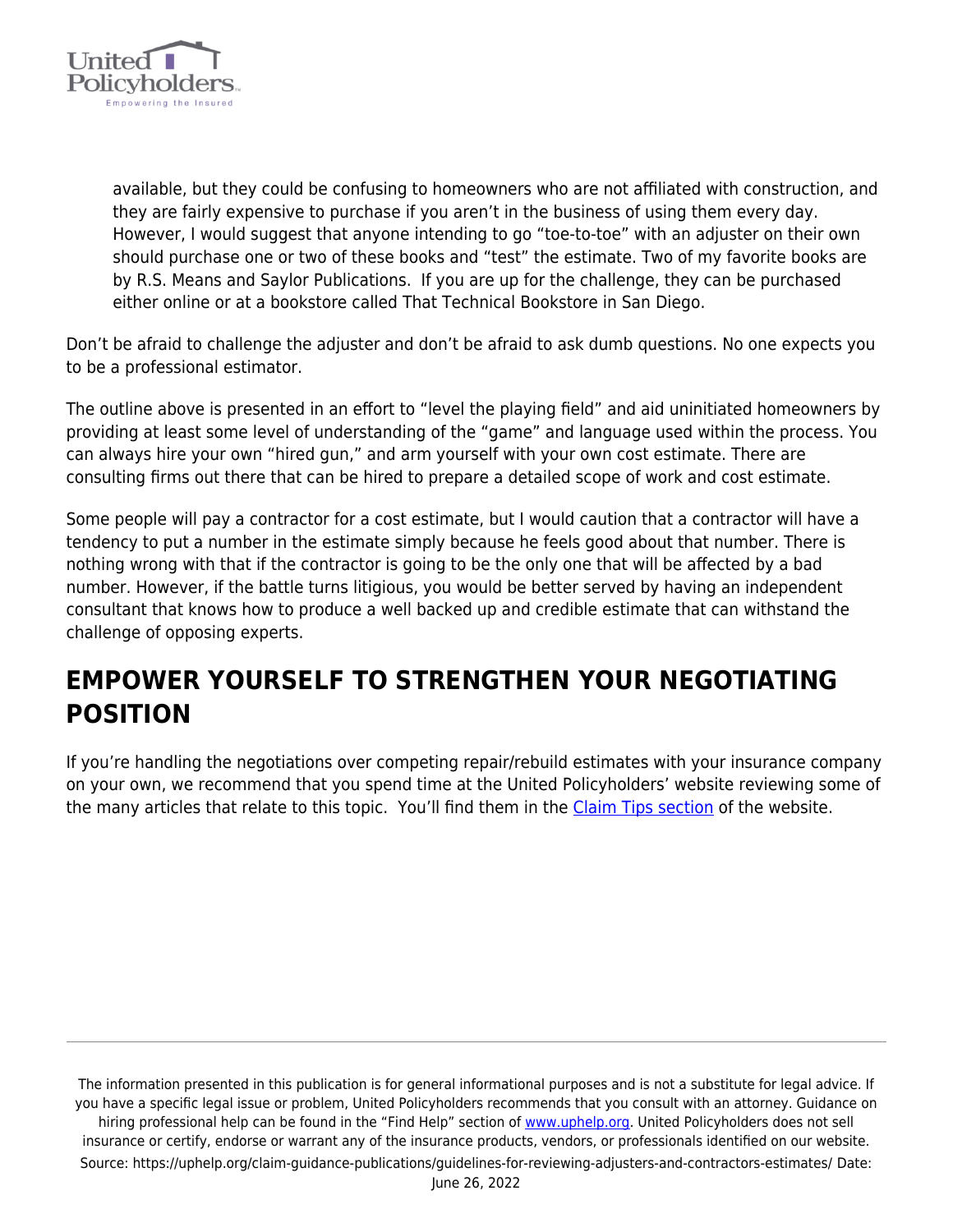available, but they could be confusing to homeowners who are not affiliated with construction, and they are fairly expensive to purchase if you aren't in the business of using them every day. However, I would suggest that anyone intending to go "toe-to-toe" with an adjuster on their own should purchase one or two of these books and "test" the estimate. Two of my favorite books are by R.S. Means and Saylor Publications. If you are up for the challenge, they can be purchased either online or at a bookstore called That Technical Bookstore in San Diego.

Don't be afraid to challenge the adjuster and don't be afraid to ask dumb questions. No one expects you to be a professional estimator.

The outline above is presented in an effort to "level the playing field" and aid uninitiated homeowners by providing at least some level of understanding of the "game" and language used within the process. You can always hire your own "hired gun," and arm yourself with your own cost estimate. There are consulting firms out there that can be hired to prepare a detailed scope of work and cost estimate.

Some people will pay a contractor for a cost estimate, but I would caution that a contractor will have a tendency to put a number in the estimate simply because he feels good about that number. There is nothing wrong with that if the contractor is going to be the only one that will be affected by a bad number. However, if the battle turns litigious, you would be better served by having an independent consultant that knows how to produce a well backed up and credible estimate that can withstand the challenge of opposing experts.

## EMPOWER YOURSELF TO STRENGTHEN YOUR NEGOTIATING POSITION

If you're handling the negotiations over competing repair/rebuild estimates with your insurance company on your own, we recommend that you spend time at the United Policyholders' website reviewing some of the many articles that relate to this topic. You'll find them in the Claim Tips section of the website.

The information presented in this publication is for general informational purposes and is not a substitute for legal advice. If you have a specific legal issue or problem, United Policyholders recommends that you consult with an attorney. Guidance on hiring professional help can be found in the "Find Help" section of www.uphelp.org. United Policyholders does not sell insurance or certify, endorse or warrant any of the insurance products, vendors, or professionals identified on our website.
Source: https://uphelp.org/claim-guidance-publications/guidelines-for-reviewing-adjusters-and-contractors-estimates/ Date: June 26, 2022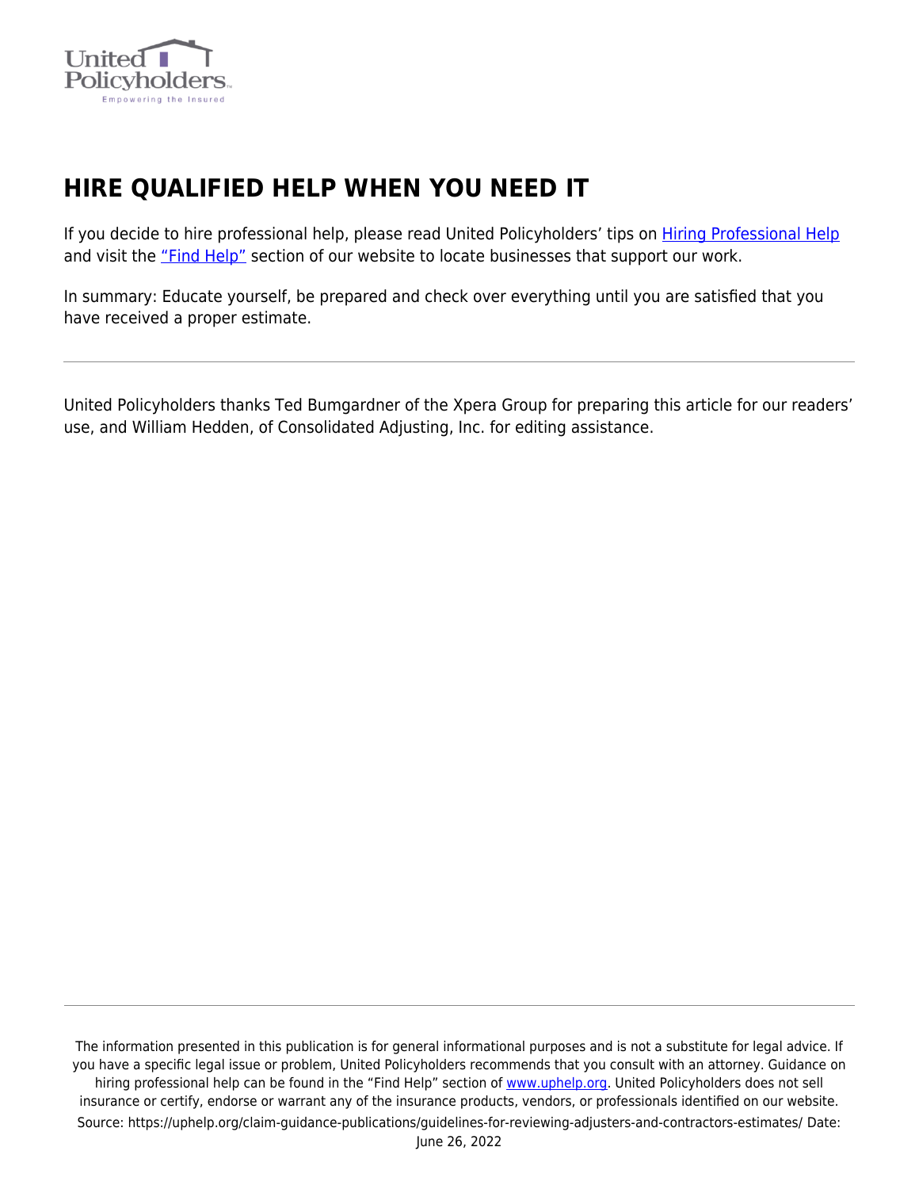## HIRE QUALIFIED HELP WHEN YOU NEED IT

If you decide to hire professional help, please read United Policyholders' tips on Hiring Professional Help and visit the "Find Help" section of our website to locate businesses that support our work.

In summary: Educate yourself, be prepared and check over everything until you are satisfied that you have received a proper estimate.

---

United Policyholders thanks Ted Bumgardner of the Xpera Group for preparing this article for our readers' use, and William Hedden, of Consolidated Adjusting, Inc. for editing assistance.

---

The information presented in this publication is for general informational purposes and is not a substitute for legal advice. If you have a specific legal issue or problem, United Policyholders recommends that you consult with an attorney. Guidance on hiring professional help can be found in the "Find Help" section of www.uphelp.org. United Policyholders does not sell insurance or certify, endorse or warrant any of the insurance products, vendors, or professionals identified on our website.

Source: https://uphelp.org/claim-guidance-publications/guidelines-for-reviewing-adjusters-and-contractors-estimates/ Date: June 26, 2022